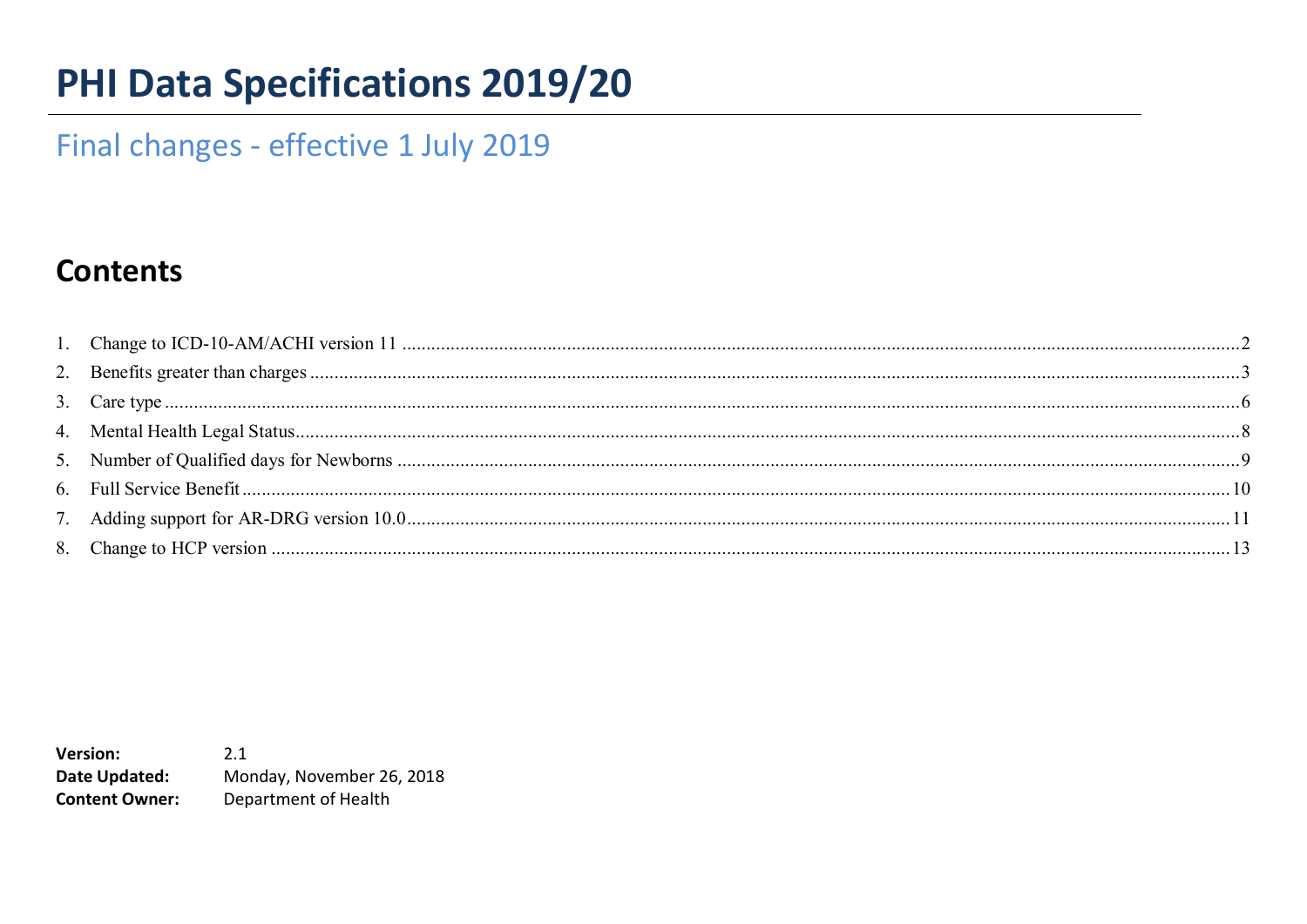# PHI Data Specifications 2019/20

## Final changes - effective 1 July 2019

## Contents

1. Change to ICD-10-AM/ACHI version 11 ..... 2
2. Benefits greater than charges ..... 3
3. Care type ..... 6
4. Mental Health Legal Status ..... 8
5. Number of Qualified days for Newborns ..... 9
6. Full Service Benefit ..... 10
7. Adding support for AR-DRG version 10.0 ..... 11
8. Change to HCP version ..... 13

**Version:** 2.1
**Date Updated:** Monday, November 26, 2018
**Content Owner:** Department of Health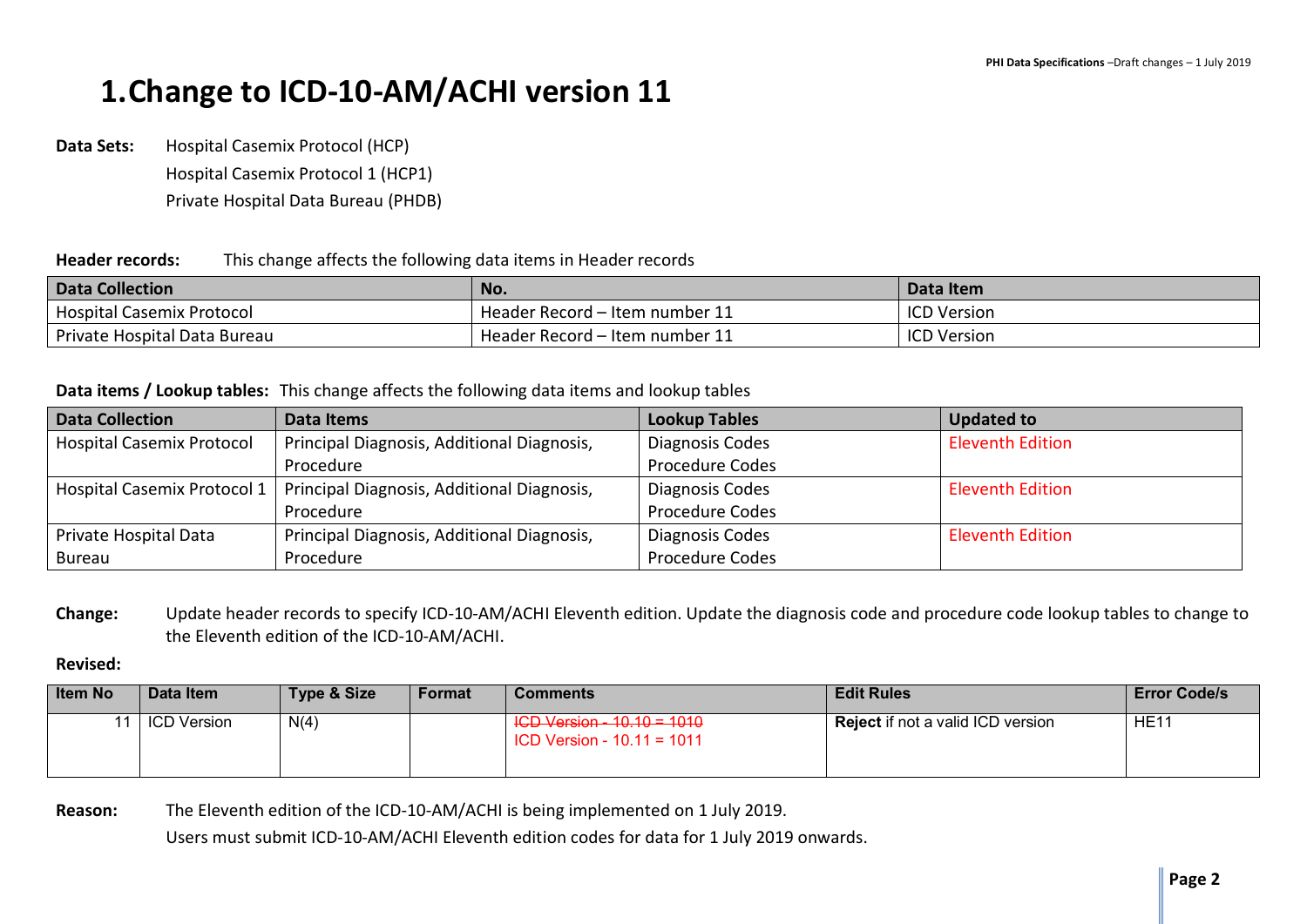# 1. Change to ICD-10-AM/ACHI version 11

**Data Sets:** Hospital Casemix Protocol (HCP)
Hospital Casemix Protocol 1 (HCP1)
Private Hospital Data Bureau (PHDB)

**Header records:** This change affects the following data items in Header records

| Data Collection | No. | Data Item |
|---|---|---|
| Hospital Casemix Protocol | Header Record – Item number 11 | ICD Version |
| Private Hospital Data Bureau | Header Record – Item number 11 | ICD Version |

**Data items / Lookup tables:** This change affects the following data items and lookup tables

| Data Collection | Data Items | Lookup Tables | Updated to |
|---|---|---|---|
| Hospital Casemix Protocol | Principal Diagnosis, Additional Diagnosis, Procedure | Diagnosis Codes<br>Procedure Codes | Eleventh Edition |
| Hospital Casemix Protocol 1 | Principal Diagnosis, Additional Diagnosis, Procedure | Diagnosis Codes<br>Procedure Codes | Eleventh Edition |
| Private Hospital Data Bureau | Principal Diagnosis, Additional Diagnosis, Procedure | Diagnosis Codes<br>Procedure Codes | Eleventh Edition |

**Change:** Update header records to specify ICD-10-AM/ACHI Eleventh edition. Update the diagnosis code and procedure code lookup tables to change to the Eleventh edition of the ICD-10-AM/ACHI.

**Revised:**

| Item No | Data Item | Type & Size | Format | Comments | Edit Rules | Error Code/s |
|---|---|---|---|---|---|---|
| 11 | ICD Version | N(4) | | ~~ICD Version - 10.10 = 1010~~<br>ICD Version - 10.11 = 1011 | **Reject** if not a valid ICD version | HE11 |

**Reason:** The Eleventh edition of the ICD-10-AM/ACHI is being implemented on 1 July 2019.
Users must submit ICD-10-AM/ACHI Eleventh edition codes for data for 1 July 2019 onwards.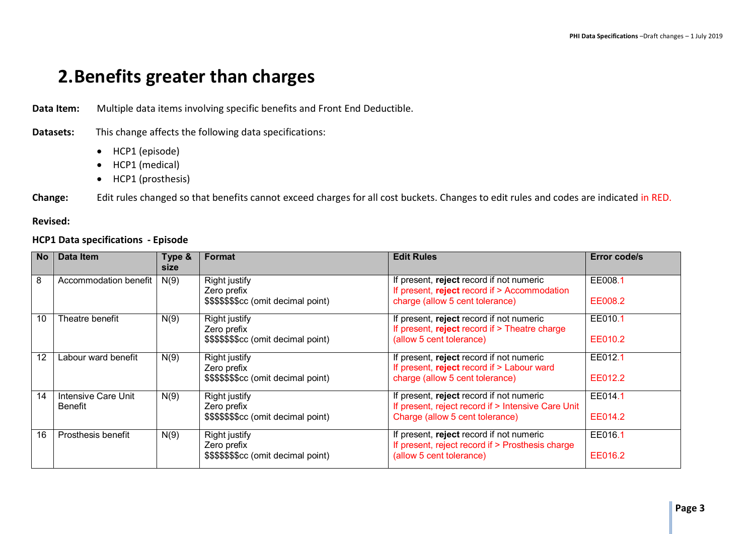# 2. Benefits greater than charges

**Data Item:** Multiple data items involving specific benefits and Front End Deductible.

**Datasets:** This change affects the following data specifications:

- HCP1 (episode)
- HCP1 (medical)
- HCP1 (prosthesis)

**Change:** Edit rules changed so that benefits cannot exceed charges for all cost buckets. Changes to edit rules and codes are indicated in RED.

**Revised:**

**HCP1 Data specifications - Episode**

| No | Data Item | Type & size | Format | Edit Rules | Error code/s |
|---|---|---|---|---|---|
| 8 | Accommodation benefit | N(9) | Right justify<br>Zero prefix<br>$$$$$$$cc (omit decimal point) | If present, **reject** record if not numeric<br>If present, **reject** record if > Accommodation charge (allow 5 cent tolerance) | EE008.1<br><br>EE008.2 |
| 10 | Theatre benefit | N(9) | Right justify<br>Zero prefix<br>$$$$$$$cc (omit decimal point) | If present, **reject** record if not numeric<br>If present, **reject** record if > Theatre charge (allow 5 cent tolerance) | EE010.1<br><br>EE010.2 |
| 12 | Labour ward benefit | N(9) | Right justify<br>Zero prefix<br>$$$$$$$cc (omit decimal point) | If present, **reject** record if not numeric<br>If present, **reject** record if > Labour ward charge (allow 5 cent tolerance) | EE012.1<br><br>EE012.2 |
| 14 | Intensive Care Unit Benefit | N(9) | Right justify<br>Zero prefix<br>$$$$$$$cc (omit decimal point) | If present, **reject** record if not numeric<br>If present, reject record if > Intensive Care Unit Charge (allow 5 cent tolerance) | EE014.1<br><br>EE014.2 |
| 16 | Prosthesis benefit | N(9) | Right justify<br>Zero prefix<br>$$$$$$$cc (omit decimal point) | If present, **reject** record if not numeric<br>If present, reject record if > Prosthesis charge (allow 5 cent tolerance) | EE016.1<br><br>EE016.2 |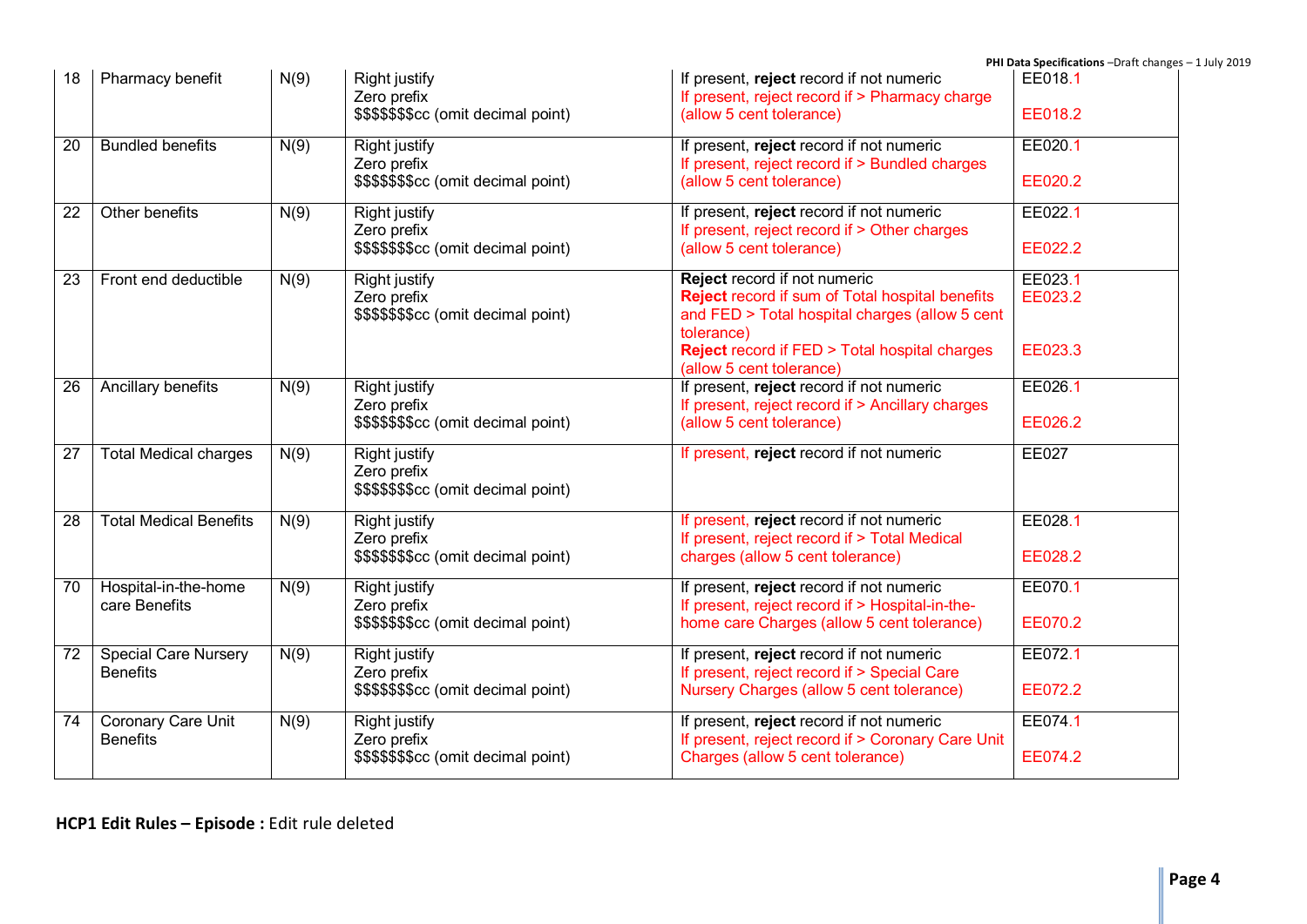| 18 | Pharmacy benefit | N(9) | Right justify<br>Zero prefix<br>$$$$$$$cc (omit decimal point) | If present, **reject** record if not numeric<br>If present, reject record if > Pharmacy charge (allow 5 cent tolerance) | EE018.1<br><br>EE018.2 |
|---|---|---|---|---|---|
| 20 | Bundled benefits | N(9) | Right justify<br>Zero prefix<br>$$$$$$$cc (omit decimal point) | If present, **reject** record if not numeric<br>If present, reject record if > Bundled charges (allow 5 cent tolerance) | EE020.1<br><br>EE020.2 |
| 22 | Other benefits | N(9) | Right justify<br>Zero prefix<br>$$$$$$$cc (omit decimal point) | If present, **reject** record if not numeric<br>If present, reject record if > Other charges (allow 5 cent tolerance) | EE022.1<br><br>EE022.2 |
| 23 | Front end deductible | N(9) | Right justify<br>Zero prefix<br>$$$$$$$cc (omit decimal point) | **Reject** record if not numeric<br>**Reject** record if sum of Total hospital benefits and FED > Total hospital charges (allow 5 cent tolerance)<br>**Reject** record if FED > Total hospital charges (allow 5 cent tolerance) | EE023.1<br>EE023.2<br><br><br>EE023.3 |
| 26 | Ancillary benefits | N(9) | Right justify<br>Zero prefix<br>$$$$$$$cc (omit decimal point) | If present, **reject** record if not numeric<br>If present, reject record if > Ancillary charges (allow 5 cent tolerance) | EE026.1<br><br>EE026.2 |
| 27 | Total Medical charges | N(9) | Right justify<br>Zero prefix<br>$$$$$$$cc (omit decimal point) | If present, **reject** record if not numeric | EE027 |
| 28 | Total Medical Benefits | N(9) | Right justify<br>Zero prefix<br>$$$$$$$cc (omit decimal point) | If present, **reject** record if not numeric<br>If present, reject record if > Total Medical charges (allow 5 cent tolerance) | EE028.1<br><br>EE028.2 |
| 70 | Hospital-in-the-home care Benefits | N(9) | Right justify<br>Zero prefix<br>$$$$$$$cc (omit decimal point) | If present, **reject** record if not numeric<br>If present, reject record if > Hospital-in-the-home care Charges (allow 5 cent tolerance) | EE070.1<br><br>EE070.2 |
| 72 | Special Care Nursery Benefits | N(9) | Right justify<br>Zero prefix<br>$$$$$$$cc (omit decimal point) | If present, **reject** record if not numeric<br>If present, reject record if > Special Care Nursery Charges (allow 5 cent tolerance) | EE072.1<br><br>EE072.2 |
| 74 | Coronary Care Unit Benefits | N(9) | Right justify<br>Zero prefix<br>$$$$$$$cc (omit decimal point) | If present, **reject** record if not numeric<br>If present, reject record if > Coronary Care Unit Charges (allow 5 cent tolerance) | EE074.1<br><br>EE074.2 |

**HCP1 Edit Rules – Episode :** Edit rule deleted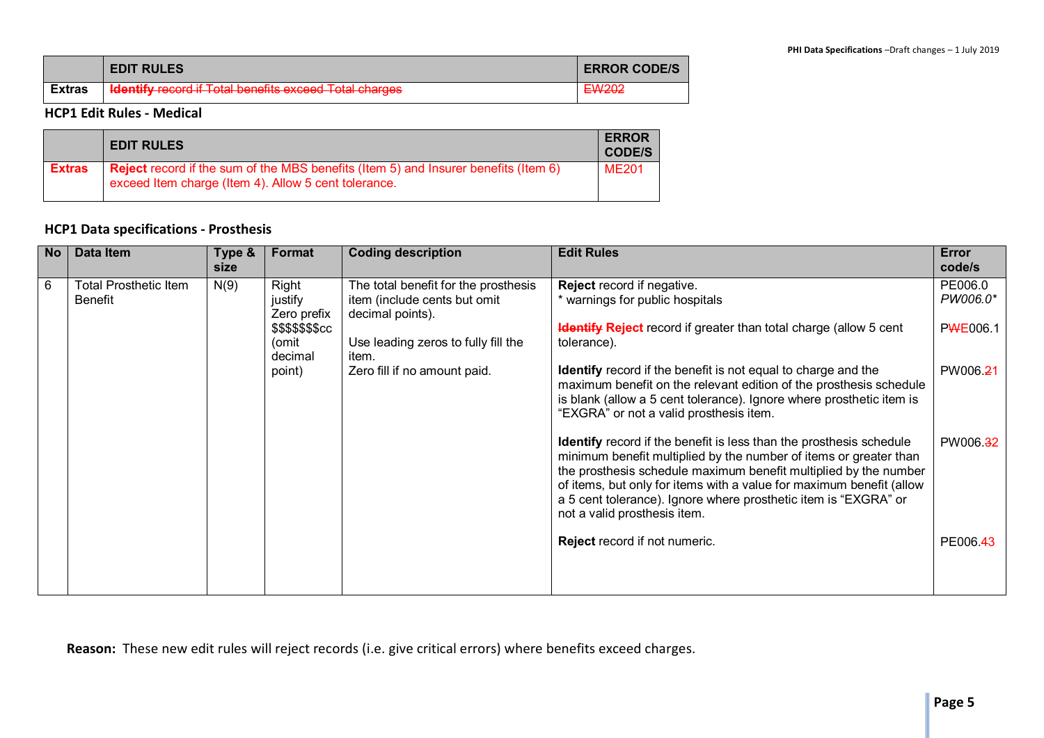| | EDIT RULES | ERROR CODE/S |
|---|---|---|
| Extras | ~~Identify record if Total benefits exceed Total charges~~ | ~~EW202~~ |

### HCP1 Edit Rules - Medical

| | EDIT RULES | ERROR CODE/S |
|---|---|---|
| Extras | **Reject** record if the sum of the MBS benefits (Item 5) and Insurer benefits (Item 6) exceed Item charge (Item 4). Allow 5 cent tolerance. | ME201 |

### HCP1 Data specifications - Prosthesis

| No | Data Item | Type & size | Format | Coding description | Edit Rules | Error code/s |
|---|---|---|---|---|---|---|
| 6 | Total Prosthetic Item Benefit | N(9) | Right justify Zero prefix $$$$$$$cc (omit decimal point) | The total benefit for the prosthesis item (include cents but omit decimal points). Use leading zeros to fully fill the item. Zero fill if no amount paid. | **Reject** record if negative. * warnings for public hospitals | PE006.0 *PW006.0** |
| | | | | | ~~**Identify**~~ **Reject** record if greater than total charge (allow 5 cent tolerance). | P~~W~~E006.1 |
| | | | | | **Identify** record if the benefit is not equal to charge and the maximum benefit on the relevant edition of the prosthesis schedule is blank (allow a 5 cent tolerance). Ignore where prosthetic item is "EXGRA" or not a valid prosthesis item. | PW006.~~2~~1 |
| | | | | | **Identify** record if the benefit is less than the prosthesis schedule minimum benefit multiplied by the number of items or greater than the prosthesis schedule maximum benefit multiplied by the number of items, but only for items with a value for maximum benefit (allow a 5 cent tolerance). Ignore where prosthetic item is "EXGRA" or not a valid prosthesis item. | PW006.~~3~~2 |
| | | | | | **Reject** record if not numeric. | PE006.~~4~~3 |

**Reason:** These new edit rules will reject records (i.e. give critical errors) where benefits exceed charges.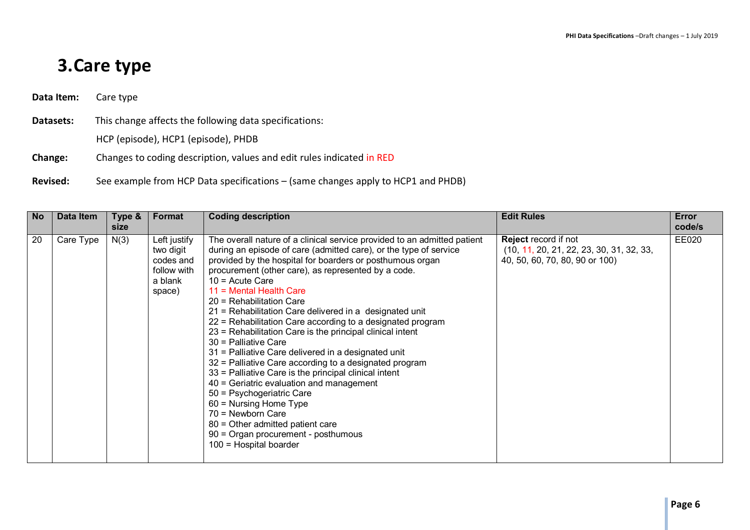# 3. Care type

**Data Item:** Care type

**Datasets:** This change affects the following data specifications:

HCP (episode), HCP1 (episode), PHDB

**Change:** Changes to coding description, values and edit rules indicated in RED

**Revised:** See example from HCP Data specifications – (same changes apply to HCP1 and PHDB)

| No | Data Item | Type & size | Format | Coding description | Edit Rules | Error code/s |
|---|---|---|---|---|---|---|
| 20 | Care Type | N(3) | Left justify two digit codes and follow with a blank space) | The overall nature of a clinical service provided to an admitted patient during an episode of care (admitted care), or the type of service provided by the hospital for boarders or posthumous organ procurement (other care), as represented by a code.<br>10 = Acute Care<br>11 = Mental Health Care<br>20 = Rehabilitation Care<br>21 = Rehabilitation Care delivered in a designated unit<br>22 = Rehabilitation Care according to a designated program<br>23 = Rehabilitation Care is the principal clinical intent<br>30 = Palliative Care<br>31 = Palliative Care delivered in a designated unit<br>32 = Palliative Care according to a designated program<br>33 = Palliative Care is the principal clinical intent<br>40 = Geriatric evaluation and management<br>50 = Psychogeriatric Care<br>60 = Nursing Home Type<br>70 = Newborn Care<br>80 = Other admitted patient care<br>90 = Organ procurement - posthumous<br>100 = Hospital boarder | **Reject** record if not (10, 11, 20, 21, 22, 23, 30, 31, 32, 33, 40, 50, 60, 70, 80, 90 or 100) | EE020 |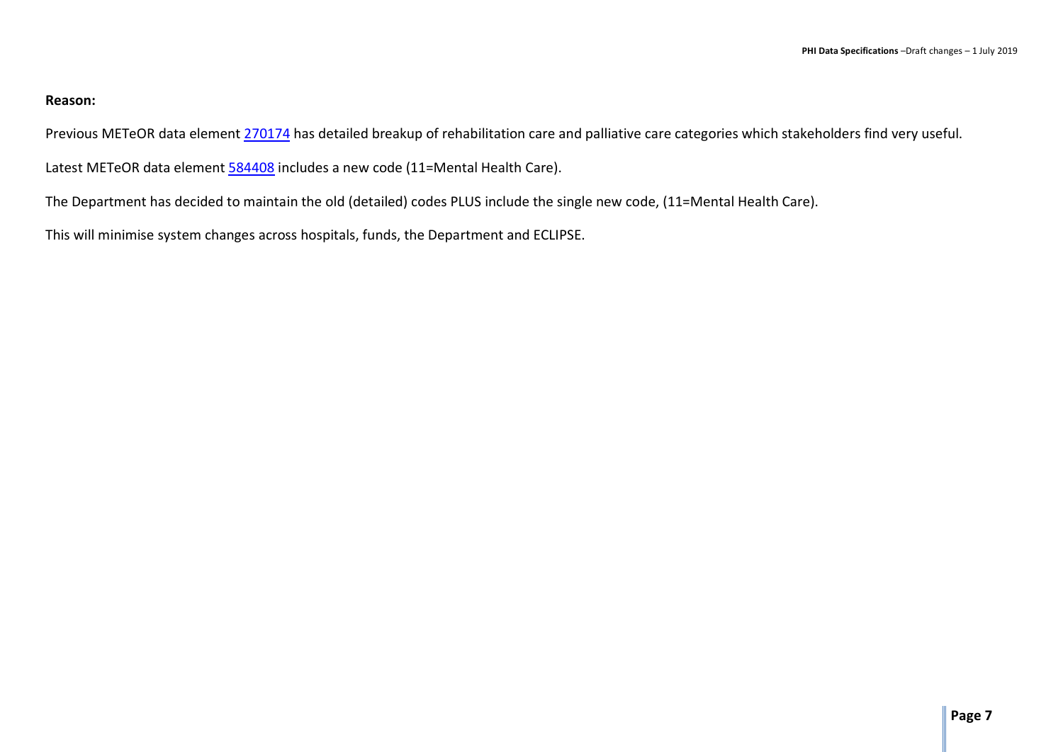**Reason:**

Previous METeOR data element 270174 has detailed breakup of rehabilitation care and palliative care categories which stakeholders find very useful.

Latest METeOR data element 584408 includes a new code (11=Mental Health Care).

The Department has decided to maintain the old (detailed) codes PLUS include the single new code, (11=Mental Health Care).

This will minimise system changes across hospitals, funds, the Department and ECLIPSE.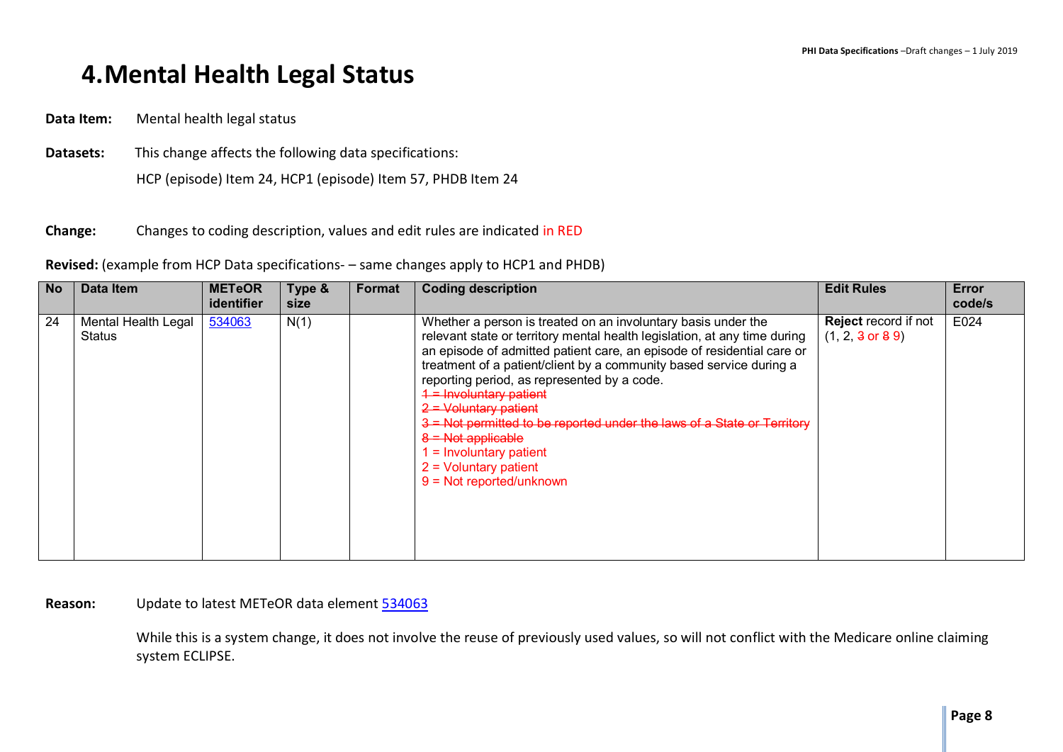# 4. Mental Health Legal Status

**Data Item:** Mental health legal status

**Datasets:** This change affects the following data specifications:

HCP (episode) Item 24, HCP1 (episode) Item 57, PHDB Item 24

**Change:** Changes to coding description, values and edit rules are indicated in RED

**Revised:** (example from HCP Data specifications- – same changes apply to HCP1 and PHDB)

| No | Data Item | METeOR identifier | Type & size | Format | Coding description | Edit Rules | Error code/s |
|---|---|---|---|---|---|---|---|
| 24 | Mental Health Legal Status | 534063 | N(1) | | Whether a person is treated on an involuntary basis under the relevant state or territory mental health legislation, at any time during an episode of admitted patient care, an episode of residential care or treatment of a patient/client by a community based service during a reporting period, as represented by a code.<br>~~1 = Involuntary patient~~<br>~~2 = Voluntary patient~~<br>~~3 = Not permitted to be reported under the laws of a State or Territory~~<br>~~8 = Not applicable~~<br>1 = Involuntary patient<br>2 = Voluntary patient<br>9 = Not reported/unknown | **Reject** record if not (1, 2, ~~3~~ or ~~8~~ 9) | E024 |

**Reason:** Update to latest METeOR data element 534063

While this is a system change, it does not involve the reuse of previously used values, so will not conflict with the Medicare online claiming system ECLIPSE.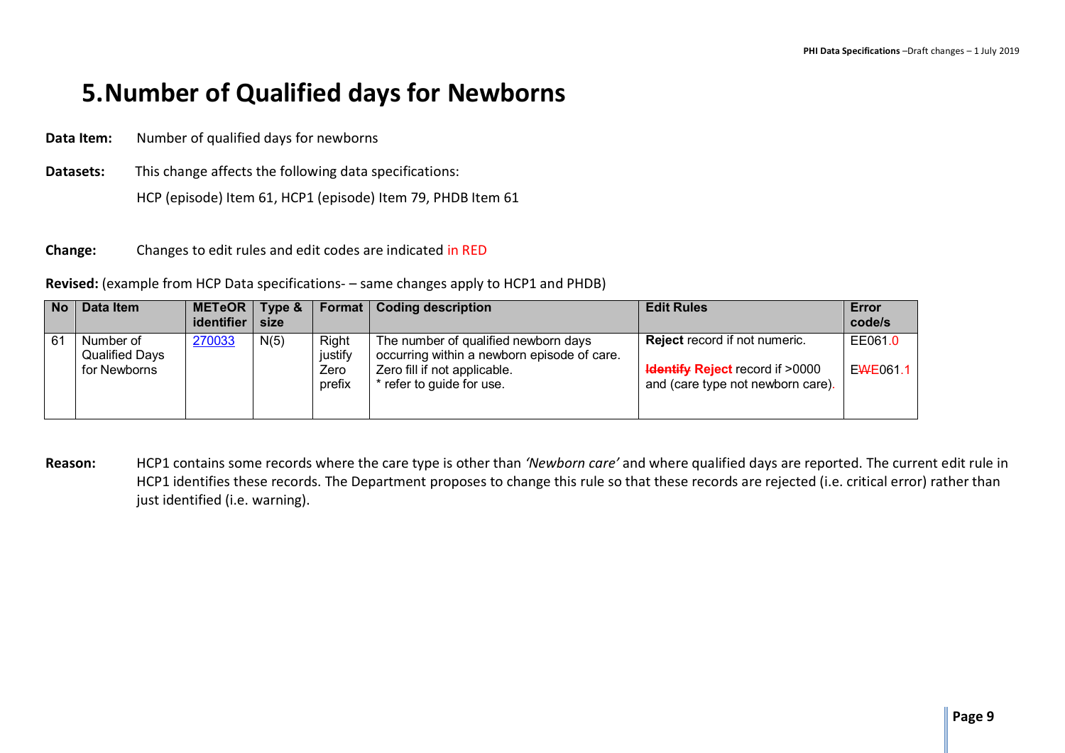# 5. Number of Qualified days for Newborns

**Data Item:** Number of qualified days for newborns

**Datasets:** This change affects the following data specifications:

HCP (episode) Item 61, HCP1 (episode) Item 79, PHDB Item 61

**Change:** Changes to edit rules and edit codes are indicated in RED

**Revised:** (example from HCP Data specifications- – same changes apply to HCP1 and PHDB)

| No | Data Item | METeOR identifier | Type & size | Format | Coding description | Edit Rules | Error code/s |
|---|---|---|---|---|---|---|---|
| 61 | Number of Qualified Days for Newborns | 270033 | N(5) | Right justify Zero prefix | The number of qualified newborn days occurring within a newborn episode of care. Zero fill if not applicable. * refer to guide for use. | **Reject** record if not numeric.<br>~~**Identify**~~ **Reject** record if >0000 and (care type not newborn care). | EE061.0<br>E~~W~~E061.1 |

**Reason:** HCP1 contains some records where the care type is other than *'Newborn care'* and where qualified days are reported. The current edit rule in HCP1 identifies these records. The Department proposes to change this rule so that these records are rejected (i.e. critical error) rather than just identified (i.e. warning).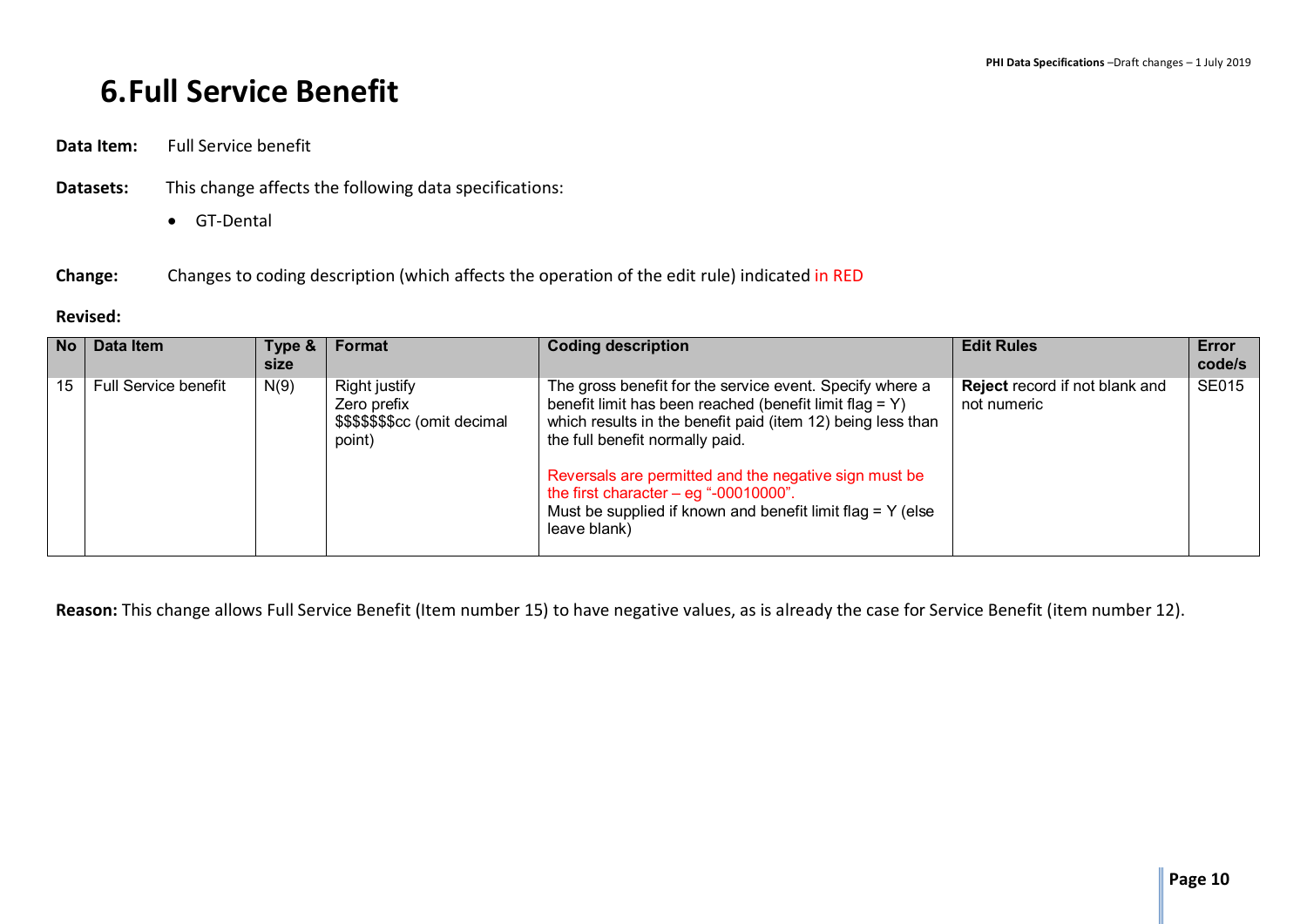# 6. Full Service Benefit

**Data Item:** Full Service benefit

**Datasets:** This change affects the following data specifications:

- GT-Dental

**Change:** Changes to coding description (which affects the operation of the edit rule) indicated in RED

**Revised:**

| No | Data Item | Type & size | Format | Coding description | Edit Rules | Error code/s |
|---|---|---|---|---|---|---|
| 15 | Full Service benefit | N(9) | Right justify<br>Zero prefix<br>$$$$$$$cc (omit decimal point) | The gross benefit for the service event. Specify where a benefit limit has been reached (benefit limit flag = Y) which results in the benefit paid (item 12) being less than the full benefit normally paid.<br><br>Reversals are permitted and the negative sign must be the first character – eg "-00010000".<br>Must be supplied if known and benefit limit flag = Y (else leave blank) | **Reject** record if not blank and not numeric | SE015 |

**Reason:** This change allows Full Service Benefit (Item number 15) to have negative values, as is already the case for Service Benefit (item number 12).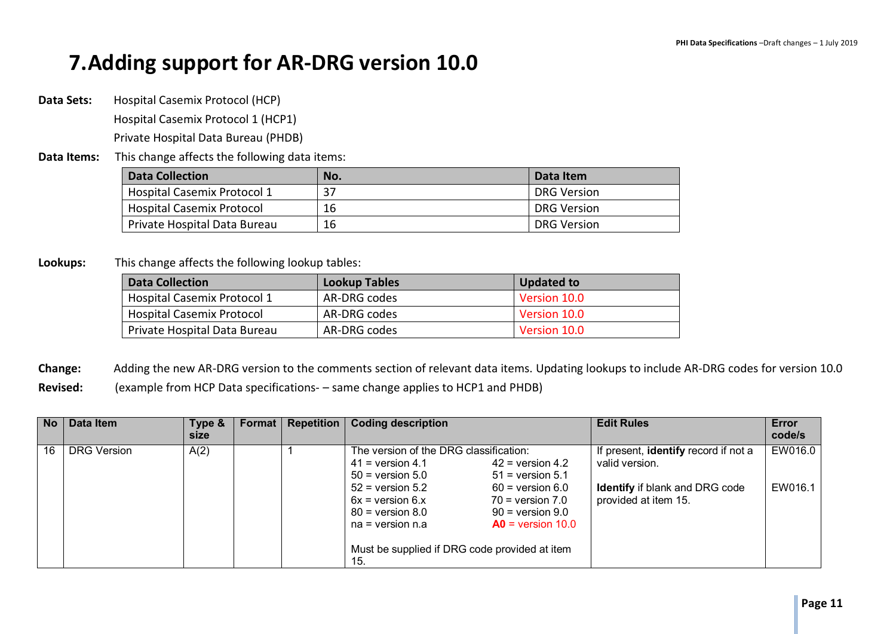# 7. Adding support for AR-DRG version 10.0

**Data Sets:** Hospital Casemix Protocol (HCP)

Hospital Casemix Protocol 1 (HCP1)

Private Hospital Data Bureau (PHDB)

**Data Items:** This change affects the following data items:

| Data Collection | No. | Data Item |
|---|---|---|
| Hospital Casemix Protocol 1 | 37 | DRG Version |
| Hospital Casemix Protocol | 16 | DRG Version |
| Private Hospital Data Bureau | 16 | DRG Version |

**Lookups:** This change affects the following lookup tables:

| Data Collection | Lookup Tables | Updated to |
|---|---|---|
| Hospital Casemix Protocol 1 | AR-DRG codes | Version 10.0 |
| Hospital Casemix Protocol | AR-DRG codes | Version 10.0 |
| Private Hospital Data Bureau | AR-DRG codes | Version 10.0 |

**Change:** Adding the new AR-DRG version to the comments section of relevant data items. Updating lookups to include AR-DRG codes for version 10.0

**Revised:** (example from HCP Data specifications- – same change applies to HCP1 and PHDB)

| No | Data Item | Type & size | Format | Repetition | Coding description | Edit Rules | Error code/s |
|---|---|---|---|---|---|---|---|
| 16 | DRG Version | A(2) | | 1 | The version of the DRG classification:<br>41 = version 4.1 42 = version 4.2<br>50 = version 5.0 51 = version 5.1<br>52 = version 5.2 60 = version 6.0<br>6x = version 6.x 70 = version 7.0<br>80 = version 8.0 90 = version 9.0<br>na = version n.a **A0** = version 10.0<br><br>Must be supplied if DRG code provided at item 15. | If present, **identify** record if not a valid version.<br><br>**Identify** if blank and DRG code provided at item 15. | EW016.0<br><br>EW016.1 |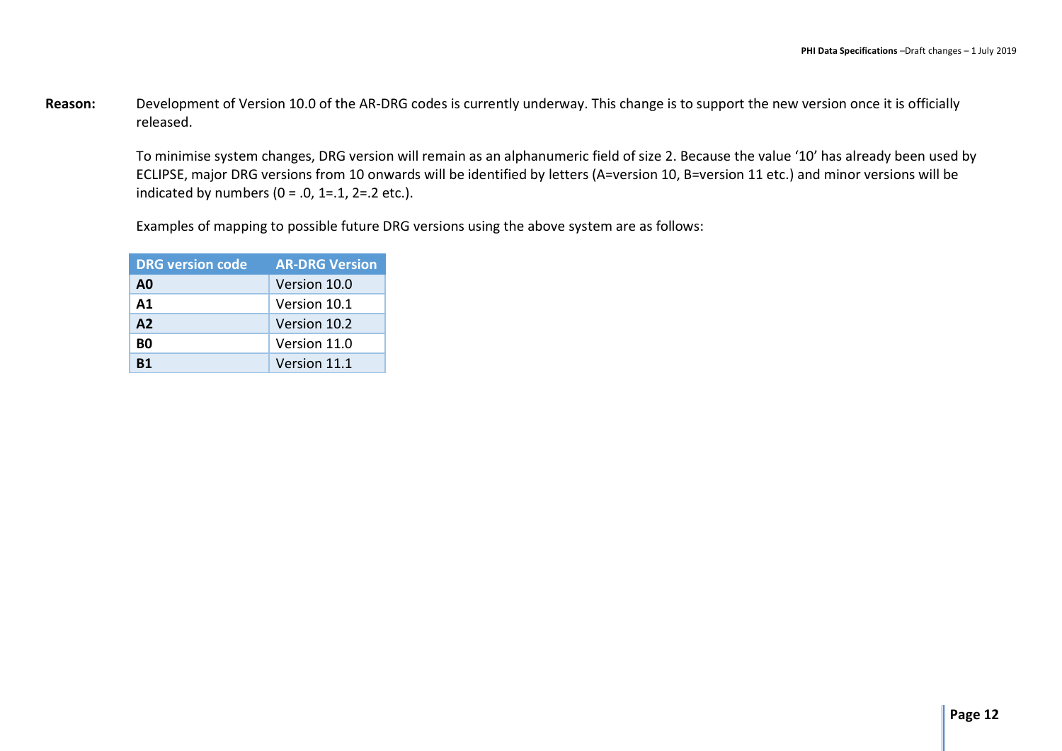**Reason:** Development of Version 10.0 of the AR-DRG codes is currently underway. This change is to support the new version once it is officially released.

To minimise system changes, DRG version will remain as an alphanumeric field of size 2. Because the value '10' has already been used by ECLIPSE, major DRG versions from 10 onwards will be identified by letters (A=version 10, B=version 11 etc.) and minor versions will be indicated by numbers (0 = .0, 1=.1, 2=.2 etc.).

Examples of mapping to possible future DRG versions using the above system are as follows:

| DRG version code | AR-DRG Version |
|---|---|
| **A0** | Version 10.0 |
| **A1** | Version 10.1 |
| **A2** | Version 10.2 |
| **B0** | Version 11.0 |
| **B1** | Version 11.1 |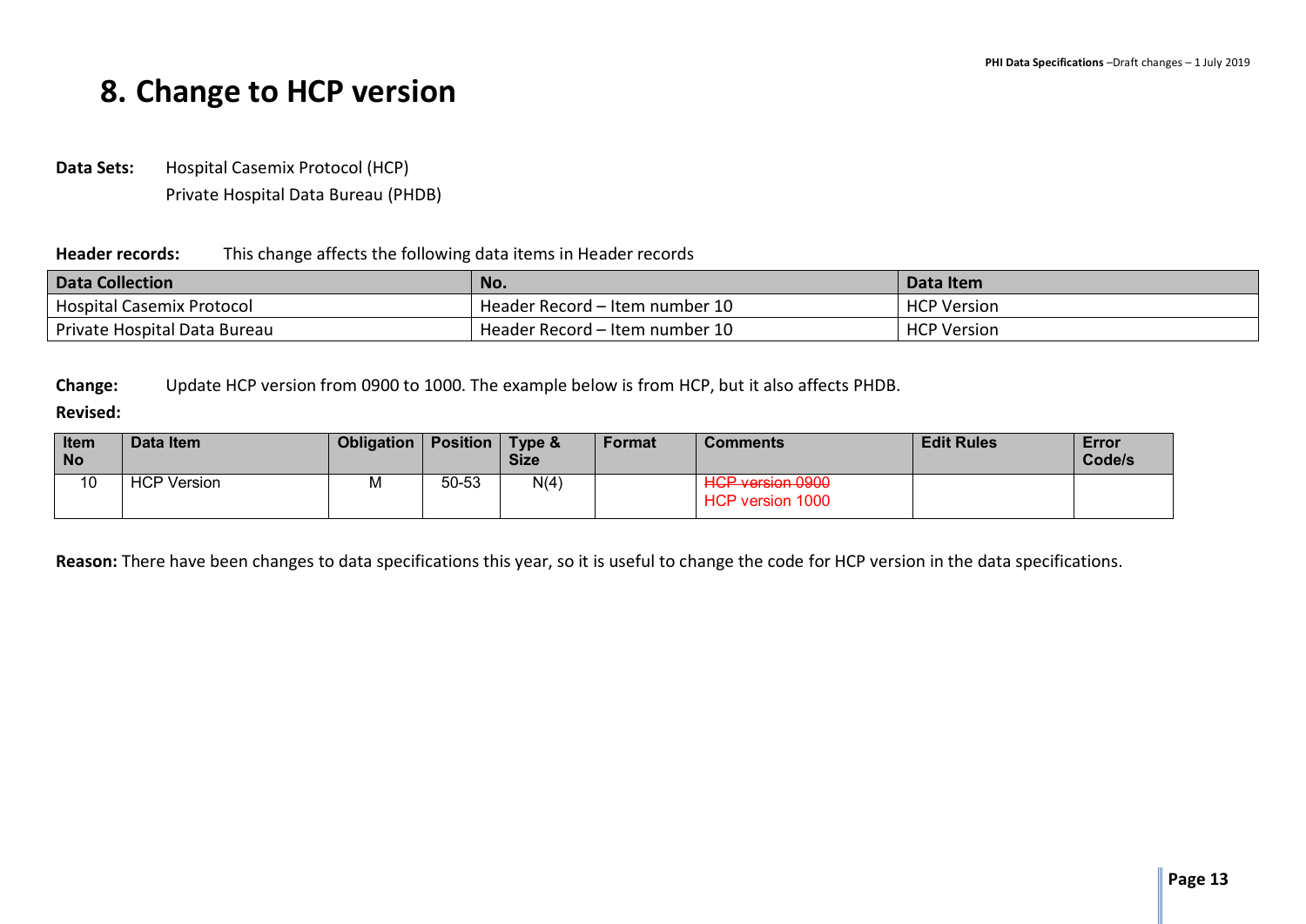# 8. Change to HCP version

**Data Sets:** Hospital Casemix Protocol (HCP)
Private Hospital Data Bureau (PHDB)

**Header records:** This change affects the following data items in Header records

| Data Collection | No. | Data Item |
| --- | --- | --- |
| Hospital Casemix Protocol | Header Record – Item number 10 | HCP Version |
| Private Hospital Data Bureau | Header Record – Item number 10 | HCP Version |

**Change:** Update HCP version from 0900 to 1000. The example below is from HCP, but it also affects PHDB.

**Revised:**

| Item No | Data Item | Obligation | Position | Type & Size | Format | Comments | Edit Rules | Error Code/s |
| --- | --- | --- | --- | --- | --- | --- | --- | --- |
| 10 | HCP Version | M | 50-53 | N(4) | | ~~HCP version 0900~~ HCP version 1000 | | |

**Reason:** There have been changes to data specifications this year, so it is useful to change the code for HCP version in the data specifications.